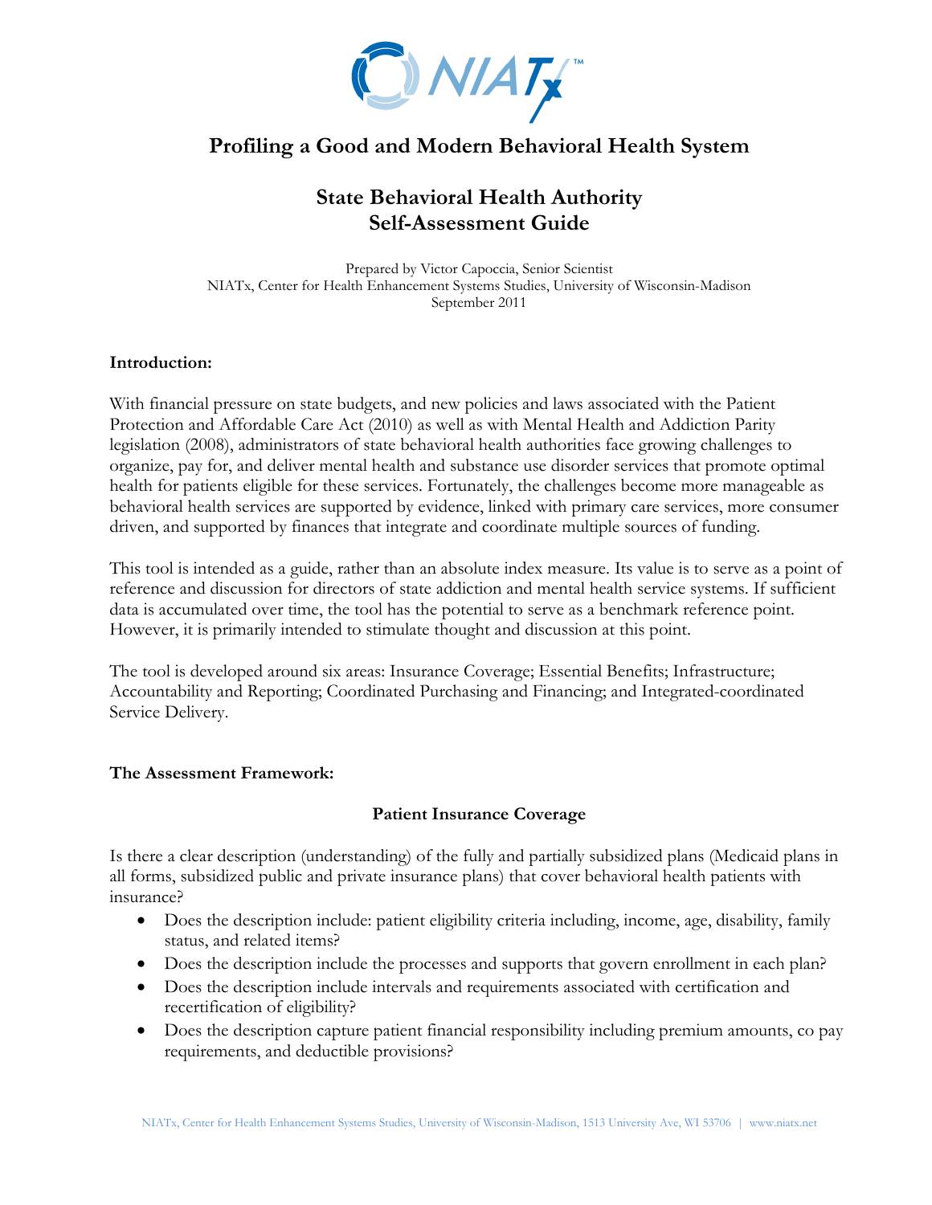# Profiling a Good and Modern Behavioral Health System

## State Behavioral Health Authority
## Self-Assessment Guide

Prepared by Victor Capoccia, Senior Scientist
NIATx, Center for Health Enhancement Systems Studies, University of Wisconsin-Madison
September 2011

**Introduction:**

With financial pressure on state budgets, and new policies and laws associated with the Patient Protection and Affordable Care Act (2010) as well as with Mental Health and Addiction Parity legislation (2008), administrators of state behavioral health authorities face growing challenges to organize, pay for, and deliver mental health and substance use disorder services that promote optimal health for patients eligible for these services. Fortunately, the challenges become more manageable as behavioral health services are supported by evidence, linked with primary care services, more consumer driven, and supported by finances that integrate and coordinate multiple sources of funding.

This tool is intended as a guide, rather than an absolute index measure. Its value is to serve as a point of reference and discussion for directors of state addiction and mental health service systems. If sufficient data is accumulated over time, the tool has the potential to serve as a benchmark reference point. However, it is primarily intended to stimulate thought and discussion at this point.

The tool is developed around six areas: Insurance Coverage; Essential Benefits; Infrastructure; Accountability and Reporting; Coordinated Purchasing and Financing; and Integrated-coordinated Service Delivery.

**The Assessment Framework:**

**Patient Insurance Coverage**

Is there a clear description (understanding) of the fully and partially subsidized plans (Medicaid plans in all forms, subsidized public and private insurance plans) that cover behavioral health patients with insurance?

- Does the description include: patient eligibility criteria including, income, age, disability, family status, and related items?
- Does the description include the processes and supports that govern enrollment in each plan?
- Does the description include intervals and requirements associated with certification and recertification of eligibility?
- Does the description capture patient financial responsibility including premium amounts, co pay requirements, and deductible provisions?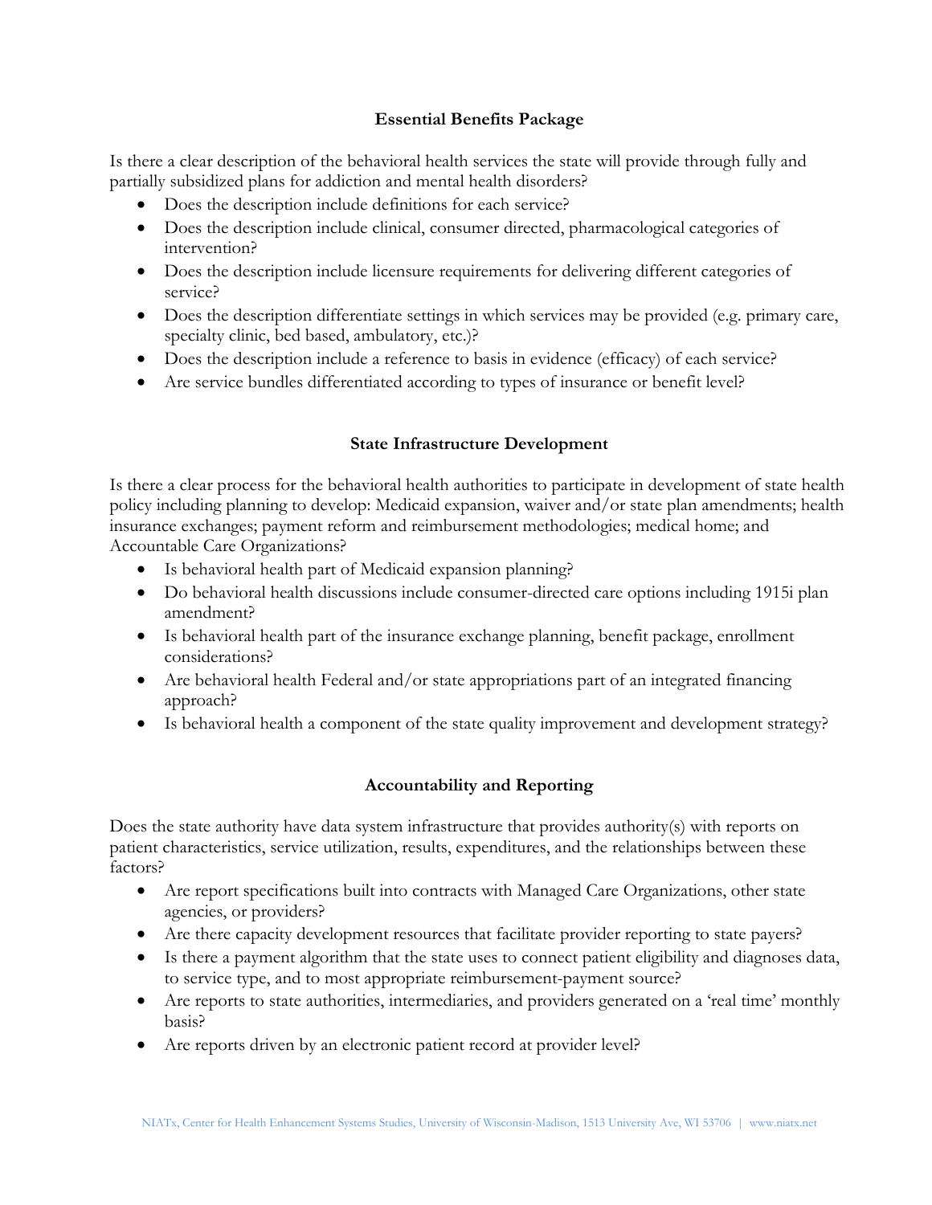## Essential Benefits Package

Is there a clear description of the behavioral health services the state will provide through fully and partially subsidized plans for addiction and mental health disorders?

- Does the description include definitions for each service?
- Does the description include clinical, consumer directed, pharmacological categories of intervention?
- Does the description include licensure requirements for delivering different categories of service?
- Does the description differentiate settings in which services may be provided (e.g. primary care, specialty clinic, bed based, ambulatory, etc.)?
- Does the description include a reference to basis in evidence (efficacy) of each service?
- Are service bundles differentiated according to types of insurance or benefit level?

## State Infrastructure Development

Is there a clear process for the behavioral health authorities to participate in development of state health policy including planning to develop: Medicaid expansion, waiver and/or state plan amendments; health insurance exchanges; payment reform and reimbursement methodologies; medical home; and Accountable Care Organizations?

- Is behavioral health part of Medicaid expansion planning?
- Do behavioral health discussions include consumer-directed care options including 1915i plan amendment?
- Is behavioral health part of the insurance exchange planning, benefit package, enrollment considerations?
- Are behavioral health Federal and/or state appropriations part of an integrated financing approach?
- Is behavioral health a component of the state quality improvement and development strategy?

## Accountability and Reporting

Does the state authority have data system infrastructure that provides authority(s) with reports on patient characteristics, service utilization, results, expenditures, and the relationships between these factors?

- Are report specifications built into contracts with Managed Care Organizations, other state agencies, or providers?
- Are there capacity development resources that facilitate provider reporting to state payers?
- Is there a payment algorithm that the state uses to connect patient eligibility and diagnoses data, to service type, and to most appropriate reimbursement-payment source?
- Are reports to state authorities, intermediaries, and providers generated on a 'real time' monthly basis?
- Are reports driven by an electronic patient record at provider level?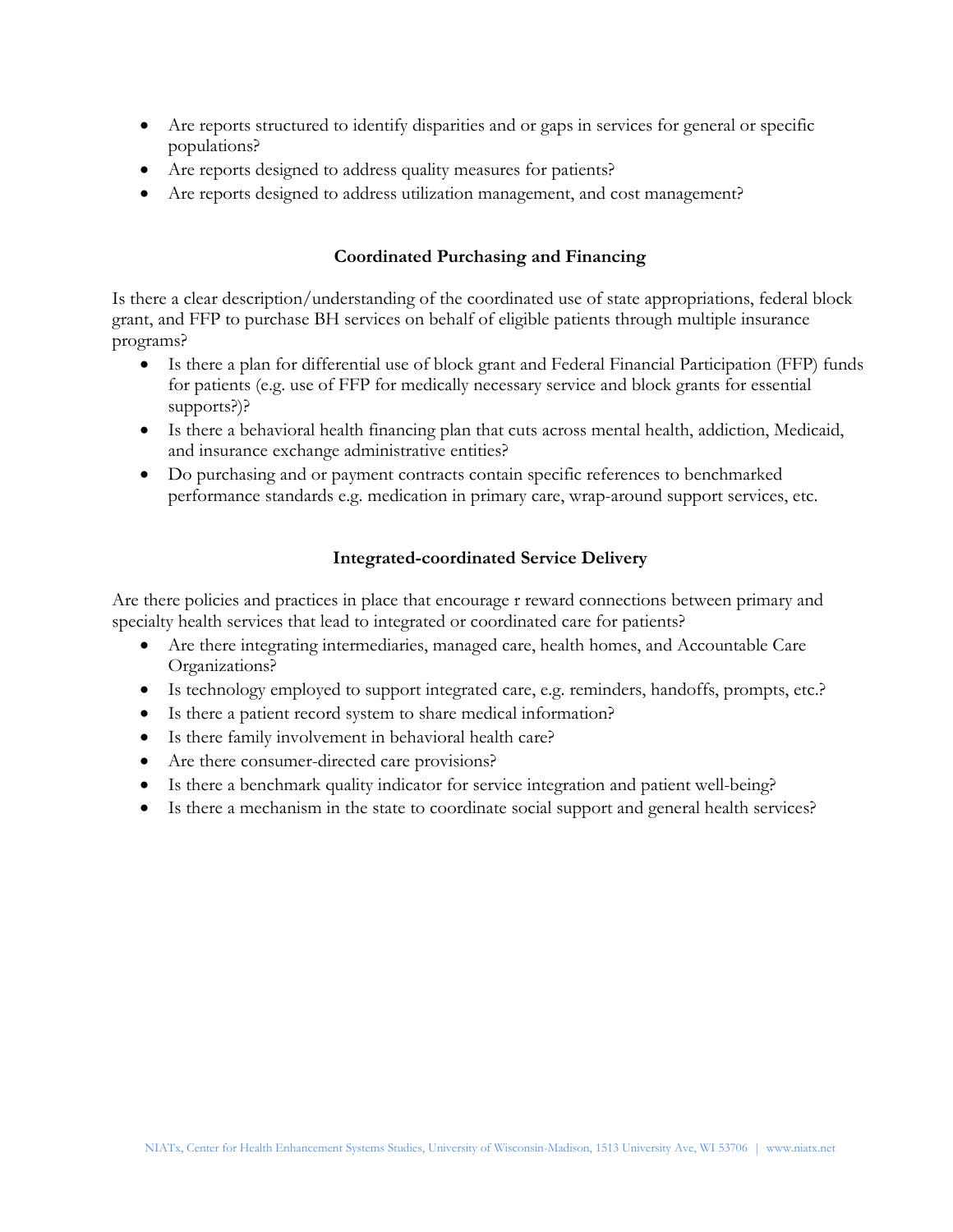- Are reports structured to identify disparities and or gaps in services for general or specific populations?
- Are reports designed to address quality measures for patients?
- Are reports designed to address utilization management, and cost management?

### Coordinated Purchasing and Financing

Is there a clear description/understanding of the coordinated use of state appropriations, federal block grant, and FFP to purchase BH services on behalf of eligible patients through multiple insurance programs?

- Is there a plan for differential use of block grant and Federal Financial Participation (FFP) funds for patients (e.g. use of FFP for medically necessary service and block grants for essential supports?)?
- Is there a behavioral health financing plan that cuts across mental health, addiction, Medicaid, and insurance exchange administrative entities?
- Do purchasing and or payment contracts contain specific references to benchmarked performance standards e.g. medication in primary care, wrap-around support services, etc.

### Integrated-coordinated Service Delivery

Are there policies and practices in place that encourage r reward connections between primary and specialty health services that lead to integrated or coordinated care for patients?

- Are there integrating intermediaries, managed care, health homes, and Accountable Care Organizations?
- Is technology employed to support integrated care, e.g. reminders, handoffs, prompts, etc.?
- Is there a patient record system to share medical information?
- Is there family involvement in behavioral health care?
- Are there consumer-directed care provisions?
- Is there a benchmark quality indicator for service integration and patient well-being?
- Is there a mechanism in the state to coordinate social support and general health services?